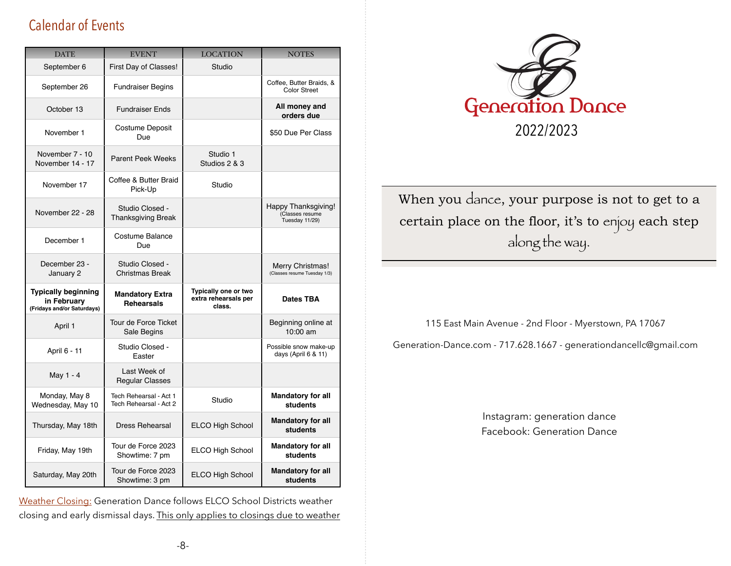## Calendar of Events

| DATE | EVENT | LOCATION | NOTES |
|---|---|---|---|
| September 6 | First Day of Classes! | Studio | |
| September 26 | Fundraiser Begins | | Coffee, Butter Braids, & Color Street |
| October 13 | Fundraiser Ends | | **All money and orders due** |
| November 1 | Costume Deposit Due | | $50 Due Per Class |
| November 7 - 10<br>November 14 - 17 | Parent Peek Weeks | Studio 1<br>Studios 2 & 3 | |
| November 17 | Coffee & Butter Braid Pick-Up | Studio | |
| November 22 - 28 | Studio Closed - Thanksgiving Break | | Happy Thanksgiving! (Classes resume Tuesday 11/29) |
| December 1 | Costume Balance Due | | |
| December 23 - January 2 | Studio Closed - Christmas Break | | Merry Christmas! (Classes resume Tuesday 1/3) |
| **Typically beginning in February (Fridays and/or Saturdays)** | **Mandatory Extra Rehearsals** | **Typically one or two extra rehearsals per class.** | **Dates TBA** |
| April 1 | Tour de Force Ticket Sale Begins | | Beginning online at 10:00 am |
| April 6 - 11 | Studio Closed - Easter | | Possible snow make-up days (April 6 & 11) |
| May 1 - 4 | Last Week of Regular Classes | | |
| Monday, May 8<br>Wednesday, May 10 | Tech Rehearsal - Act 1<br>Tech Rehearsal - Act 2 | Studio | **Mandatory for all students** |
| Thursday, May 18th | Dress Rehearsal | ELCO High School | **Mandatory for all students** |
| Friday, May 19th | Tour de Force 2023 Showtime: 7 pm | ELCO High School | **Mandatory for all students** |
| Saturday, May 20th | Tour de Force 2023 Showtime: 3 pm | ELCO High School | **Mandatory for all students** |

Weather Closing: Generation Dance follows ELCO School Districts weather closing and early dismissal days. This only applies to closings due to weather

# Generation Dance

2022/2023

When you dance, your purpose is not to get to a certain place on the floor, it's to enjoy each step along the way.

115 East Main Avenue - 2nd Floor - Myerstown, PA 17067

Generation-Dance.com - 717.628.1667 - generationdancellc@gmail.com

Instagram: generation dance
Facebook: Generation Dance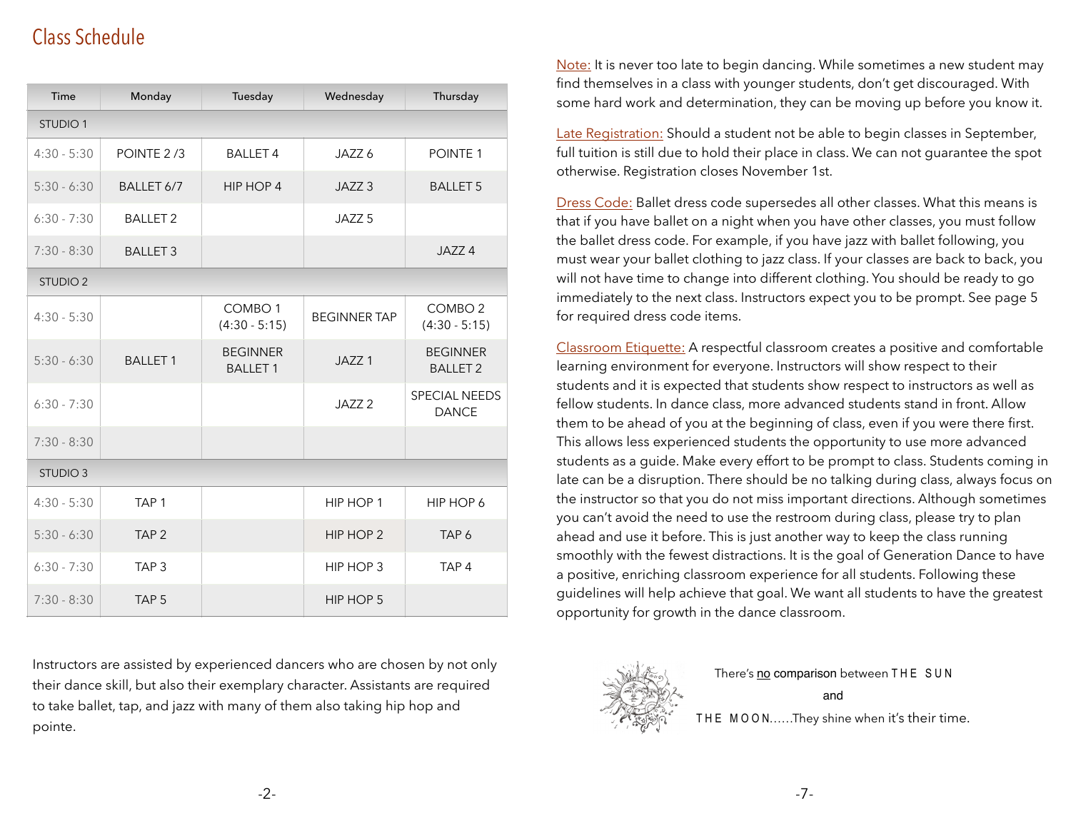# Class Schedule

| Time | Monday | Tuesday | Wednesday | Thursday |
|---|---|---|---|---|
| STUDIO 1 | | | | |
| 4:30 - 5:30 | POINTE 2 /3 | BALLET 4 | JAZZ 6 | POINTE 1 |
| 5:30 - 6:30 | BALLET 6/7 | HIP HOP 4 | JAZZ 3 | BALLET 5 |
| 6:30 - 7:30 | BALLET 2 | | JAZZ 5 | |
| 7:30 - 8:30 | BALLET 3 | | | JAZZ 4 |
| STUDIO 2 | | | | |
| 4:30 - 5:30 | | COMBO 1 (4:30 - 5:15) | BEGINNER TAP | COMBO 2 (4:30 - 5:15) |
| 5:30 - 6:30 | BALLET 1 | BEGINNER BALLET 1 | JAZZ 1 | BEGINNER BALLET 2 |
| 6:30 - 7:30 | | | JAZZ 2 | SPECIAL NEEDS DANCE |
| 7:30 - 8:30 | | | | |
| STUDIO 3 | | | | |
| 4:30 - 5:30 | TAP 1 | | HIP HOP 1 | HIP HOP 6 |
| 5:30 - 6:30 | TAP 2 | | HIP HOP 2 | TAP 6 |
| 6:30 - 7:30 | TAP 3 | | HIP HOP 3 | TAP 4 |
| 7:30 - 8:30 | TAP 5 | | HIP HOP 5 | |

Instructors are assisted by experienced dancers who are chosen by not only their dance skill, but also their exemplary character. Assistants are required to take ballet, tap, and jazz with many of them also taking hip hop and pointe.

Note: It is never too late to begin dancing. While sometimes a new student may find themselves in a class with younger students, don't get discouraged. With some hard work and determination, they can be moving up before you know it.

Late Registration: Should a student not be able to begin classes in September, full tuition is still due to hold their place in class. We can not guarantee the spot otherwise. Registration closes November 1st.

Dress Code: Ballet dress code supersedes all other classes. What this means is that if you have ballet on a night when you have other classes, you must follow the ballet dress code. For example, if you have jazz with ballet following, you must wear your ballet clothing to jazz class. If your classes are back to back, you will not have time to change into different clothing. You should be ready to go immediately to the next class. Instructors expect you to be prompt. See page 5 for required dress code items.

Classroom Etiquette: A respectful classroom creates a positive and comfortable learning environment for everyone. Instructors will show respect to their students and it is expected that students show respect to instructors as well as fellow students. In dance class, more advanced students stand in front. Allow them to be ahead of you at the beginning of class, even if you were there first. This allows less experienced students the opportunity to use more advanced students as a guide. Make every effort to be prompt to class. Students coming in late can be a disruption. There should be no talking during class, always focus on the instructor so that you do not miss important directions. Although sometimes you can't avoid the need to use the restroom during class, please try to plan ahead and use it before. This is just another way to keep the class running smoothly with the fewest distractions. It is the goal of Generation Dance to have a positive, enriching classroom experience for all students. Following these guidelines will help achieve that goal. We want all students to have the greatest opportunity for growth in the dance classroom.

There's no comparison between THE SUN and THE MOON......They shine when it's their time.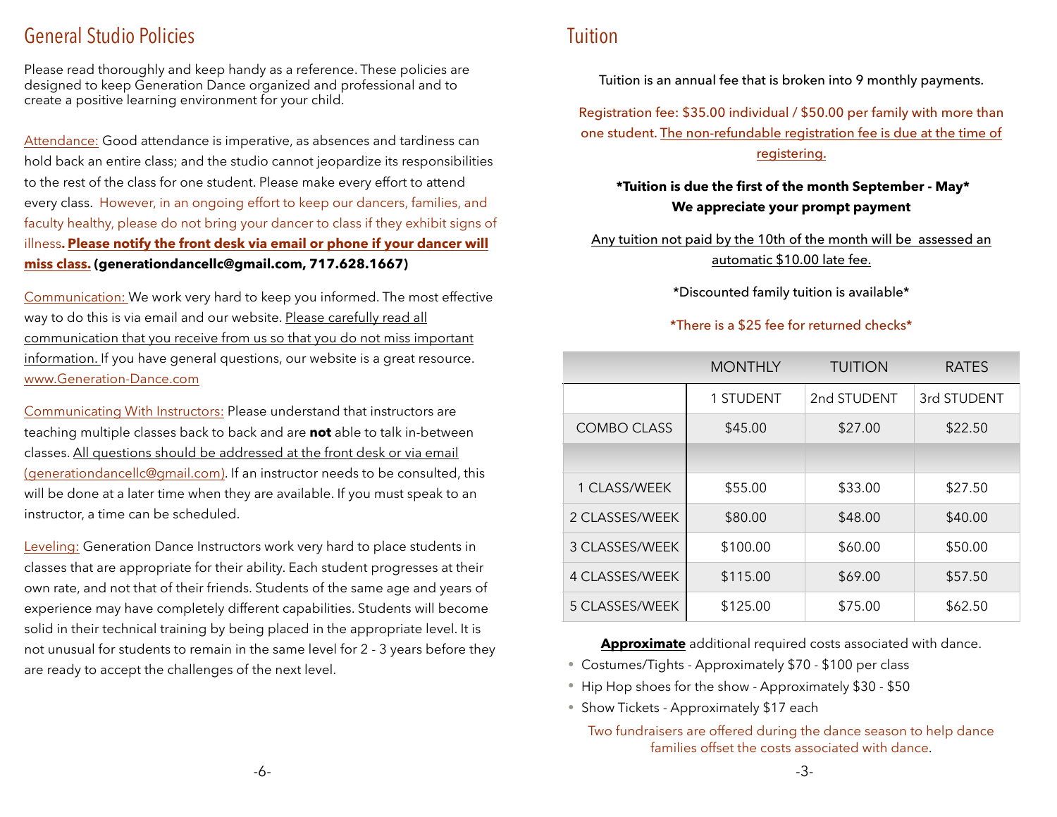## General Studio Policies

Please read thoroughly and keep handy as a reference. These policies are designed to keep Generation Dance organized and professional and to create a positive learning environment for your child.

Attendance: Good attendance is imperative, as absences and tardiness can hold back an entire class; and the studio cannot jeopardize its responsibilities to the rest of the class for one student. Please make every effort to attend every class. However, in an ongoing effort to keep our dancers, families, and faculty healthy, please do not bring your dancer to class if they exhibit signs of illness. **Please notify the front desk via email or phone if your dancer will miss class. (generationdancellc@gmail.com, 717.628.1667)**

Communication: We work very hard to keep you informed. The most effective way to do this is via email and our website. Please carefully read all communication that you receive from us so that you do not miss important information. If you have general questions, our website is a great resource. www.Generation-Dance.com

Communicating With Instructors: Please understand that instructors are teaching multiple classes back to back and are **not** able to talk in-between classes. All questions should be addressed at the front desk or via email (generationdancellc@gmail.com). If an instructor needs to be consulted, this will be done at a later time when they are available. If you must speak to an instructor, a time can be scheduled.

Leveling: Generation Dance Instructors work very hard to place students in classes that are appropriate for their ability. Each student progresses at their own rate, and not that of their friends. Students of the same age and years of experience may have completely different capabilities. Students will become solid in their technical training by being placed in the appropriate level. It is not unusual for students to remain in the same level for 2 - 3 years before they are ready to accept the challenges of the next level.

## Tuition

Tuition is an annual fee that is broken into 9 monthly payments.

Registration fee: $35.00 individual / $50.00 per family with more than one student. The non-refundable registration fee is due at the time of registering.

**\*Tuition is due the first of the month September - May\***
**We appreciate your prompt payment**

Any tuition not paid by the 10th of the month will be assessed an automatic $10.00 late fee.

\*Discounted family tuition is available\*

\*There is a $25 fee for returned checks\*

| | MONTHLY | TUITION | RATES |
|---|---|---|---|
| | 1 STUDENT | 2nd STUDENT | 3rd STUDENT |
| COMBO CLASS | $45.00 | $27.00 | $22.50 |
| | | | |
| 1 CLASS/WEEK | $55.00 | $33.00 | $27.50 |
| 2 CLASSES/WEEK | $80.00 | $48.00 | $40.00 |
| 3 CLASSES/WEEK | $100.00 | $60.00 | $50.00 |
| 4 CLASSES/WEEK | $115.00 | $69.00 | $57.50 |
| 5 CLASSES/WEEK | $125.00 | $75.00 | $62.50 |

**Approximate** additional required costs associated with dance.

- Costumes/Tights - Approximately $70 - $100 per class
- Hip Hop shoes for the show - Approximately $30 - $50
- Show Tickets - Approximately $17 each

Two fundraisers are offered during the dance season to help dance families offset the costs associated with dance.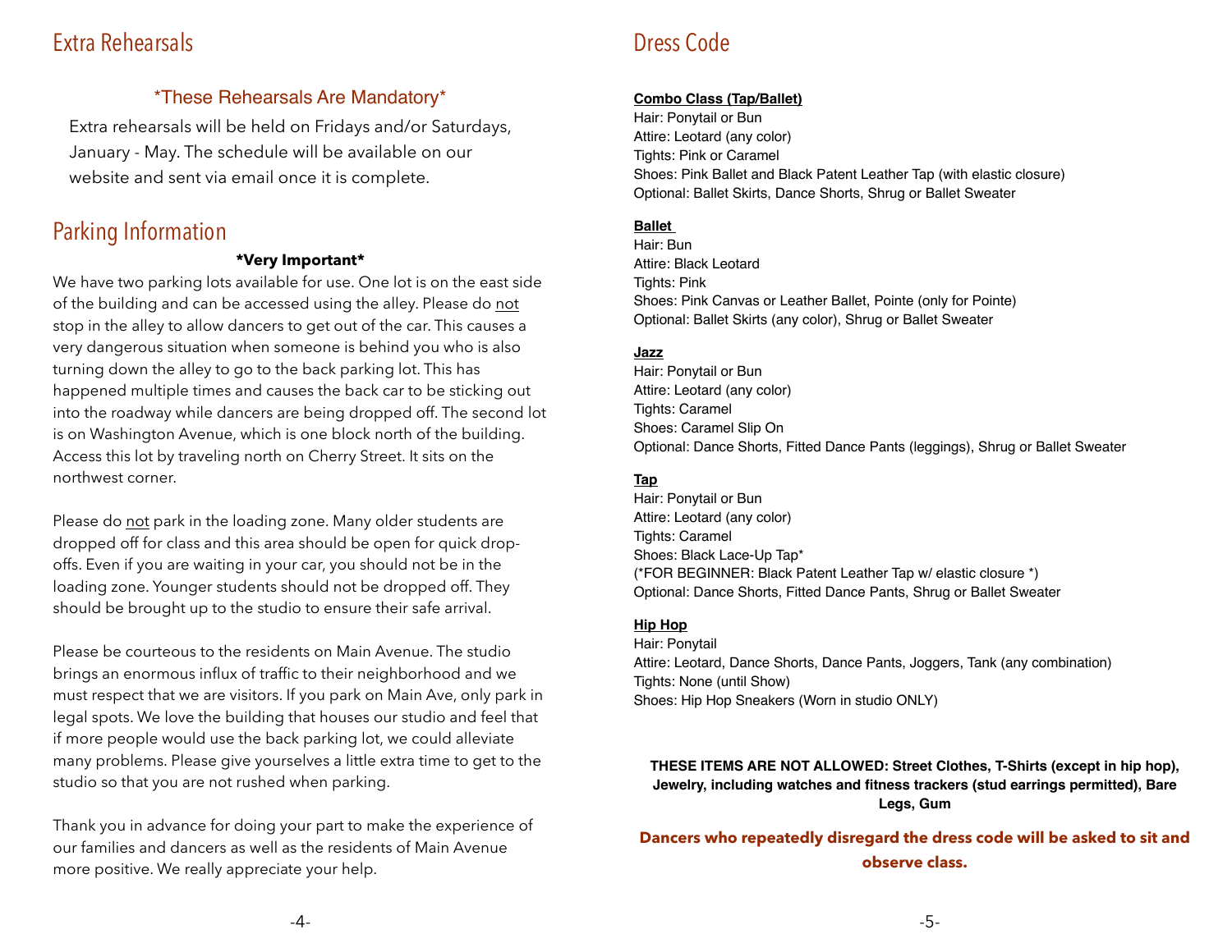## Extra Rehearsals

\*These Rehearsals Are Mandatory\*

Extra rehearsals will be held on Fridays and/or Saturdays, January - May. The schedule will be available on our website and sent via email once it is complete.

## Parking Information

**\*Very Important\***

We have two parking lots available for use. One lot is on the east side of the building and can be accessed using the alley. Please do <u>not</u> stop in the alley to allow dancers to get out of the car. This causes a very dangerous situation when someone is behind you who is also turning down the alley to go to the back parking lot. This has happened multiple times and causes the back car to be sticking out into the roadway while dancers are being dropped off. The second lot is on Washington Avenue, which is one block north of the building. Access this lot by traveling north on Cherry Street. It sits on the northwest corner.

Please do <u>not</u> park in the loading zone. Many older students are dropped off for class and this area should be open for quick drop-offs. Even if you are waiting in your car, you should not be in the loading zone. Younger students should not be dropped off. They should be brought up to the studio to ensure their safe arrival.

Please be courteous to the residents on Main Avenue. The studio brings an enormous influx of traffic to their neighborhood and we must respect that we are visitors. If you park on Main Ave, only park in legal spots. We love the building that houses our studio and feel that if more people would use the back parking lot, we could alleviate many problems. Please give yourselves a little extra time to get to the studio so that you are not rushed when parking.

Thank you in advance for doing your part to make the experience of our families and dancers as well as the residents of Main Avenue more positive. We really appreciate your help.

## Dress Code

**<u>Combo Class (Tap/Ballet)</u>**
Hair: Ponytail or Bun
Attire: Leotard (any color)
Tights: Pink or Caramel
Shoes: Pink Ballet and Black Patent Leather Tap (with elastic closure)
Optional: Ballet Skirts, Dance Shorts, Shrug or Ballet Sweater

**<u>Ballet</u>**
Hair: Bun
Attire: Black Leotard
Tights: Pink
Shoes: Pink Canvas or Leather Ballet, Pointe (only for Pointe)
Optional: Ballet Skirts (any color), Shrug or Ballet Sweater

**<u>Jazz</u>**
Hair: Ponytail or Bun
Attire: Leotard (any color)
Tights: Caramel
Shoes: Caramel Slip On
Optional: Dance Shorts, Fitted Dance Pants (leggings), Shrug or Ballet Sweater

**<u>Tap</u>**
Hair: Ponytail or Bun
Attire: Leotard (any color)
Tights: Caramel
Shoes: Black Lace-Up Tap*
(*FOR BEGINNER: Black Patent Leather Tap w/ elastic closure *)
Optional: Dance Shorts, Fitted Dance Pants, Shrug or Ballet Sweater

**<u>Hip Hop</u>**
Hair: Ponytail
Attire: Leotard, Dance Shorts, Dance Pants, Joggers, Tank (any combination)
Tights: None (until Show)
Shoes: Hip Hop Sneakers (Worn in studio ONLY)

**THESE ITEMS ARE NOT ALLOWED: Street Clothes, T-Shirts (except in hip hop), Jewelry, including watches and fitness trackers (stud earrings permitted), Bare Legs, Gum**

**Dancers who repeatedly disregard the dress code will be asked to sit and observe class.**